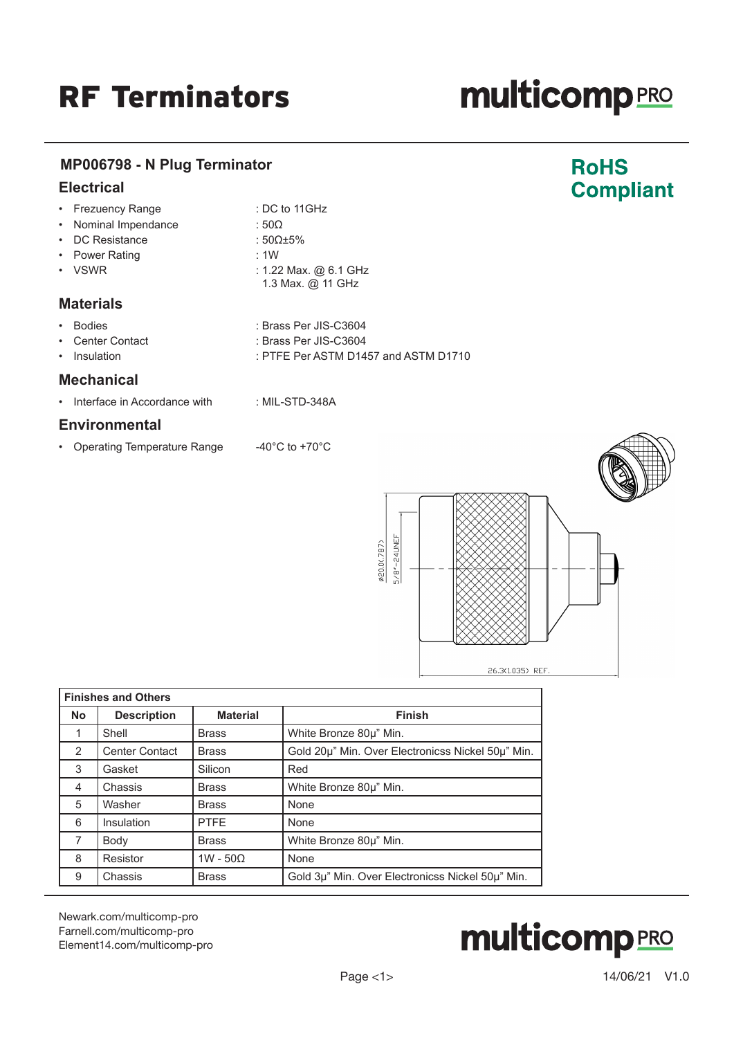# RF Terminators

multicomp PRO

## MP006798 - N Plug Terminator

**RoHS Compliant**

### Electrical

- Frezuency Range : DC to 11GHz
- Nominal Impendance : 50Ω
- DC Resistance : 50Ω±5%
- Power Rating : 1W
- VSWR : 1.22 Max. @ 6.1 GHz
  1.3 Max. @ 11 GHz

### Materials

- Bodies : Brass Per JIS-C3604
- Center Contact : Brass Per JIS-C3604
- Insulation : PTFE Per ASTM D1457 and ASTM D1710

### Mechanical

- Interface in Accordance with : MIL-STD-348A

### Environmental

- Operating Temperature Range -40°C to +70°C

ø20.0(.787)
5/8"-24UNEF
26.3(1.035) REF.

| Finishes and Others | | | |
|---|---|---|---|
| **No** | **Description** | **Material** | **Finish** |
| 1 | Shell | Brass | White Bronze 80μ" Min. |
| 2 | Center Contact | Brass | Gold 20μ" Min. Over Electronicss Nickel 50μ" Min. |
| 3 | Gasket | Silicon | Red |
| 4 | Chassis | Brass | White Bronze 80μ" Min. |
| 5 | Washer | Brass | None |
| 6 | Insulation | PTFE | None |
| 7 | Body | Brass | White Bronze 80μ" Min. |
| 8 | Resistor | 1W - 50Ω | None |
| 9 | Chassis | Brass | Gold 3μ" Min. Over Electronicss Nickel 50μ" Min. |

Newark.com/multicomp-pro
Farnell.com/multicomp-pro
Element14.com/multicomp-pro

14/06/21 V1.0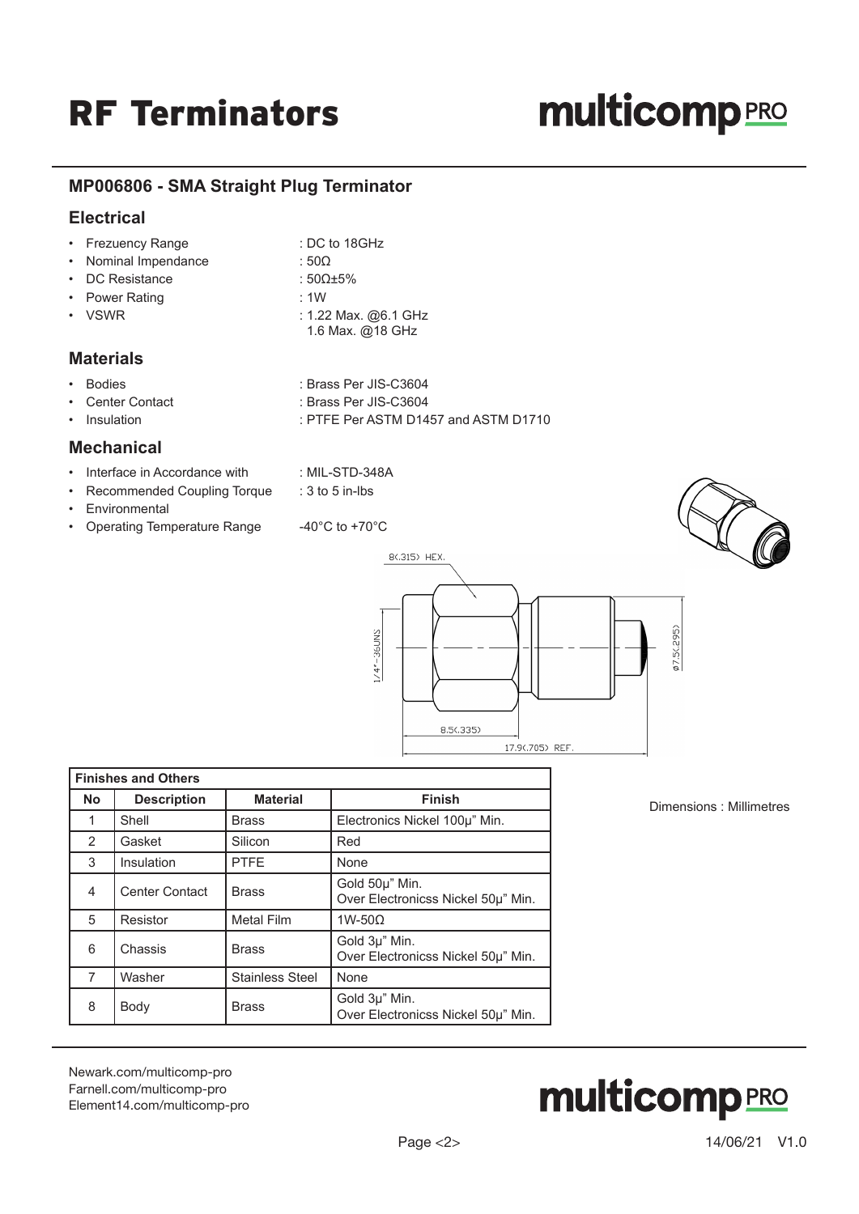# RF Terminators

## MP006806 - SMA Straight Plug Terminator

### Electrical

- Frezuency Range : DC to 18GHz
- Nominal Impendance : 50Ω
- DC Resistance : 50Ω±5%
- Power Rating : 1W
- VSWR : 1.22 Max. @6.1 GHz
  1.6 Max. @18 GHz

### Materials

- Bodies : Brass Per JIS-C3604
- Center Contact : Brass Per JIS-C3604
- Insulation : PTFE Per ASTM D1457 and ASTM D1710

### Mechanical

- Interface in Accordance with : MIL-STD-348A
- Recommended Coupling Torque : 3 to 5 in-lbs
- Environmental
- Operating Temperature Range -40°C to +70°C

8(.315) HEX.

1/4"-36UNS

ø7.5(.295)

8.5(.335)

17.9(.705) REF.

| Finishes and Others | | | |
|---|---|---|---|
| No | Description | Material | Finish |
| 1 | Shell | Brass | Electronics Nickel 100µ" Min. |
| 2 | Gasket | Silicon | Red |
| 3 | Insulation | PTFE | None |
| 4 | Center Contact | Brass | Gold 50µ" Min. Over Electronicss Nickel 50µ" Min. |
| 5 | Resistor | Metal Film | 1W-50Ω |
| 6 | Chassis | Brass | Gold 3µ" Min. Over Electronicss Nickel 50µ" Min. |
| 7 | Washer | Stainless Steel | None |
| 8 | Body | Brass | Gold 3µ" Min. Over Electronicss Nickel 50µ" Min. |

Dimensions : Millimetres

Newark.com/multicomp-pro
Farnell.com/multicomp-pro
Element14.com/multicomp-pro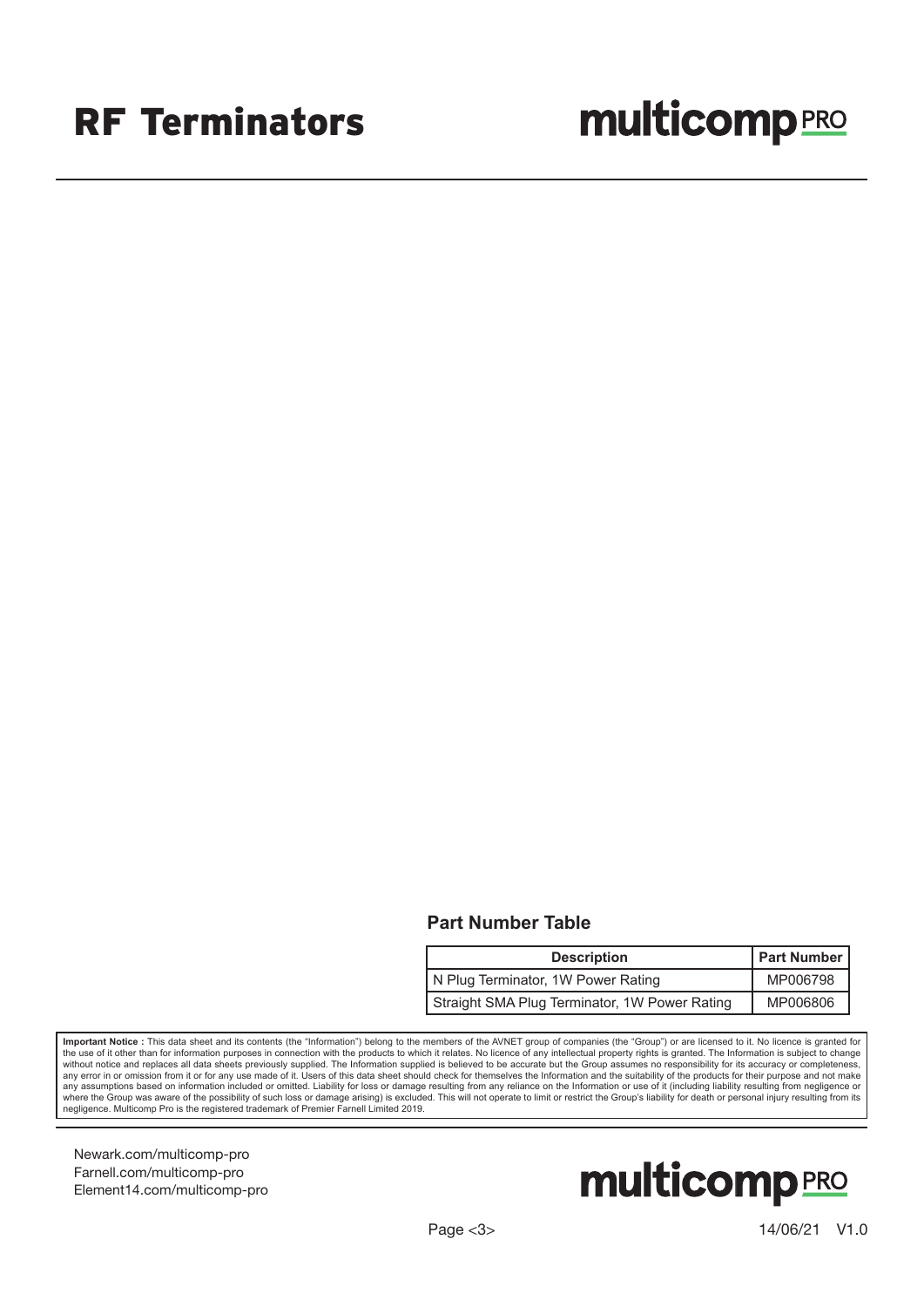## Part Number Table

| Description | Part Number |
| --- | --- |
| N Plug Terminator, 1W Power Rating | MP006798 |
| Straight SMA Plug Terminator, 1W Power Rating | MP006806 |

**Important Notice :** This data sheet and its contents (the "Information") belong to the members of the AVNET group of companies (the "Group") or are licensed to it. No licence is granted for the use of it other than for information purposes in connection with the products to which it relates. No licence of any intellectual property rights is granted. The Information is subject to change without notice and replaces all data sheets previously supplied. The Information supplied is believed to be accurate but the Group assumes no responsibility for its accuracy or completeness, any error in or omission from it or for any use made of it. Users of this data sheet should check for themselves the Information and the suitability of the products for their purpose and not make any assumptions based on information included or omitted. Liability for loss or damage resulting from any reliance on the Information or use of it (including liability resulting from negligence or where the Group was aware of the possibility of such loss or damage arising) is excluded. This will not operate to limit or restrict the Group's liability for death or personal injury resulting from its negligence. Multicomp Pro is the registered trademark of Premier Farnell Limited 2019.

Newark.com/multicomp-pro
Farnell.com/multicomp-pro
Element14.com/multicomp-pro